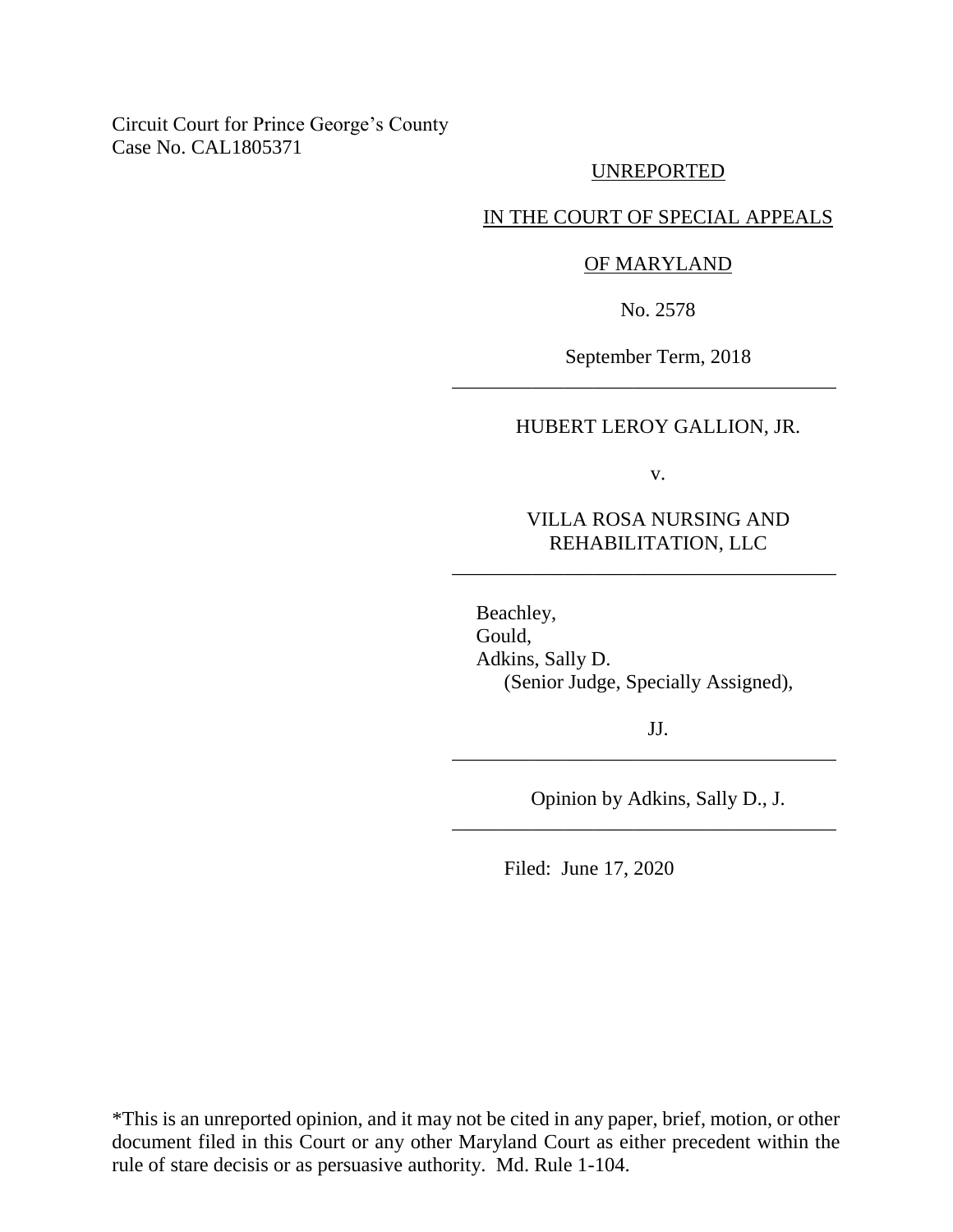Circuit Court for Prince George's County
Case No. CAL1805371

UNREPORTED

IN THE COURT OF SPECIAL APPEALS

OF MARYLAND

No. 2578

September Term, 2018

---

HUBERT LEROY GALLION, JR.

v.

VILLA ROSA NURSING AND REHABILITATION, LLC

---

Beachley,
Gould,
Adkins, Sally D.
(Senior Judge, Specially Assigned),

JJ.

---

Opinion by Adkins, Sally D., J.

---

Filed: June 17, 2020

*This is an unreported opinion, and it may not be cited in any paper, brief, motion, or other document filed in this Court or any other Maryland Court as either precedent within the rule of stare decisis or as persuasive authority. Md. Rule 1-104.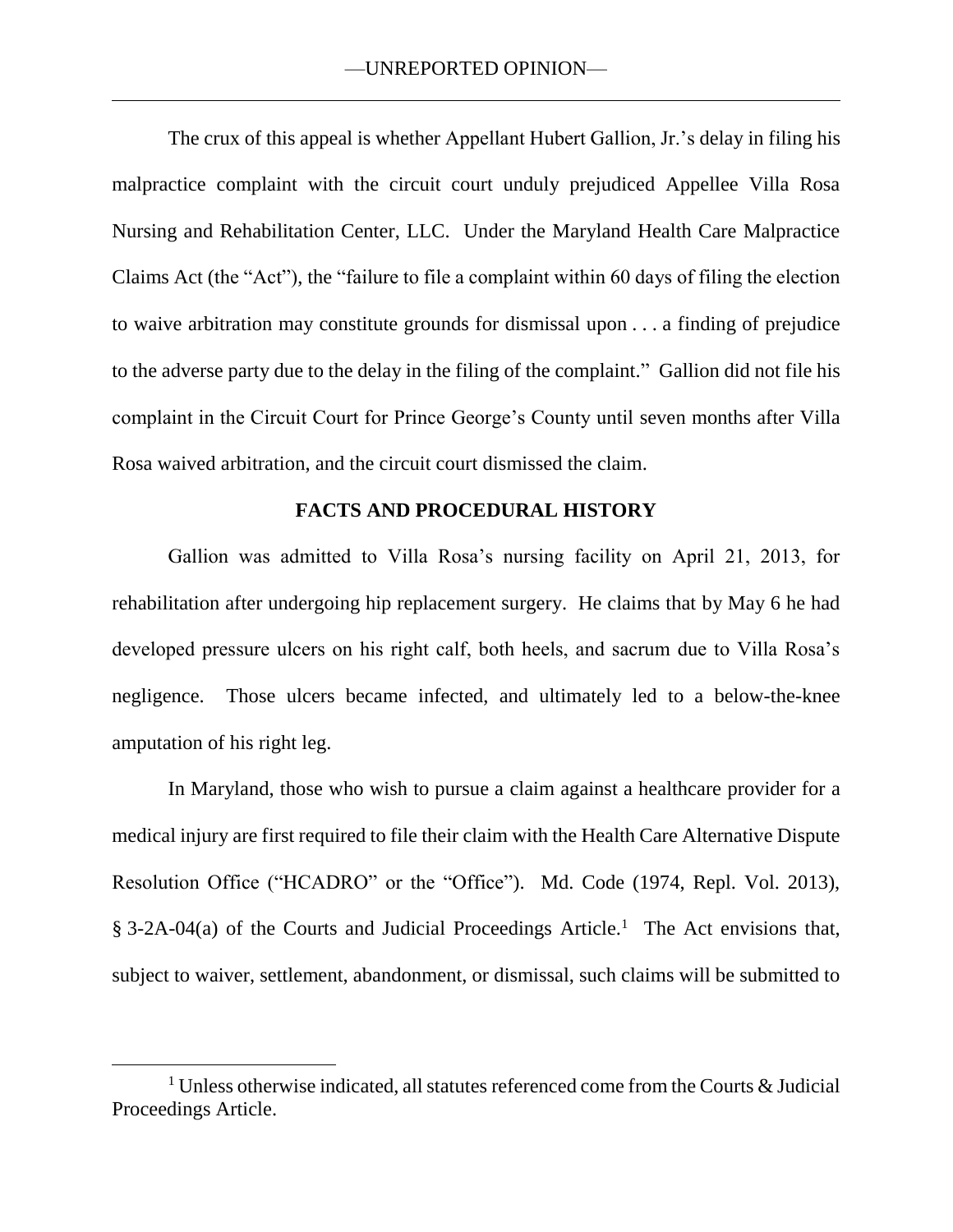The crux of this appeal is whether Appellant Hubert Gallion, Jr.'s delay in filing his malpractice complaint with the circuit court unduly prejudiced Appellee Villa Rosa Nursing and Rehabilitation Center, LLC. Under the Maryland Health Care Malpractice Claims Act (the "Act"), the "failure to file a complaint within 60 days of filing the election to waive arbitration may constitute grounds for dismissal upon . . . a finding of prejudice to the adverse party due to the delay in the filing of the complaint." Gallion did not file his complaint in the Circuit Court for Prince George's County until seven months after Villa Rosa waived arbitration, and the circuit court dismissed the claim.

## FACTS AND PROCEDURAL HISTORY

Gallion was admitted to Villa Rosa's nursing facility on April 21, 2013, for rehabilitation after undergoing hip replacement surgery. He claims that by May 6 he had developed pressure ulcers on his right calf, both heels, and sacrum due to Villa Rosa's negligence. Those ulcers became infected, and ultimately led to a below-the-knee amputation of his right leg.

In Maryland, those who wish to pursue a claim against a healthcare provider for a medical injury are first required to file their claim with the Health Care Alternative Dispute Resolution Office ("HCADRO" or the "Office"). Md. Code (1974, Repl. Vol. 2013), § 3-2A-04(a) of the Courts and Judicial Proceedings Article.[1] The Act envisions that, subject to waiver, settlement, abandonment, or dismissal, such claims will be submitted to

[1] Unless otherwise indicated, all statutes referenced come from the Courts & Judicial Proceedings Article.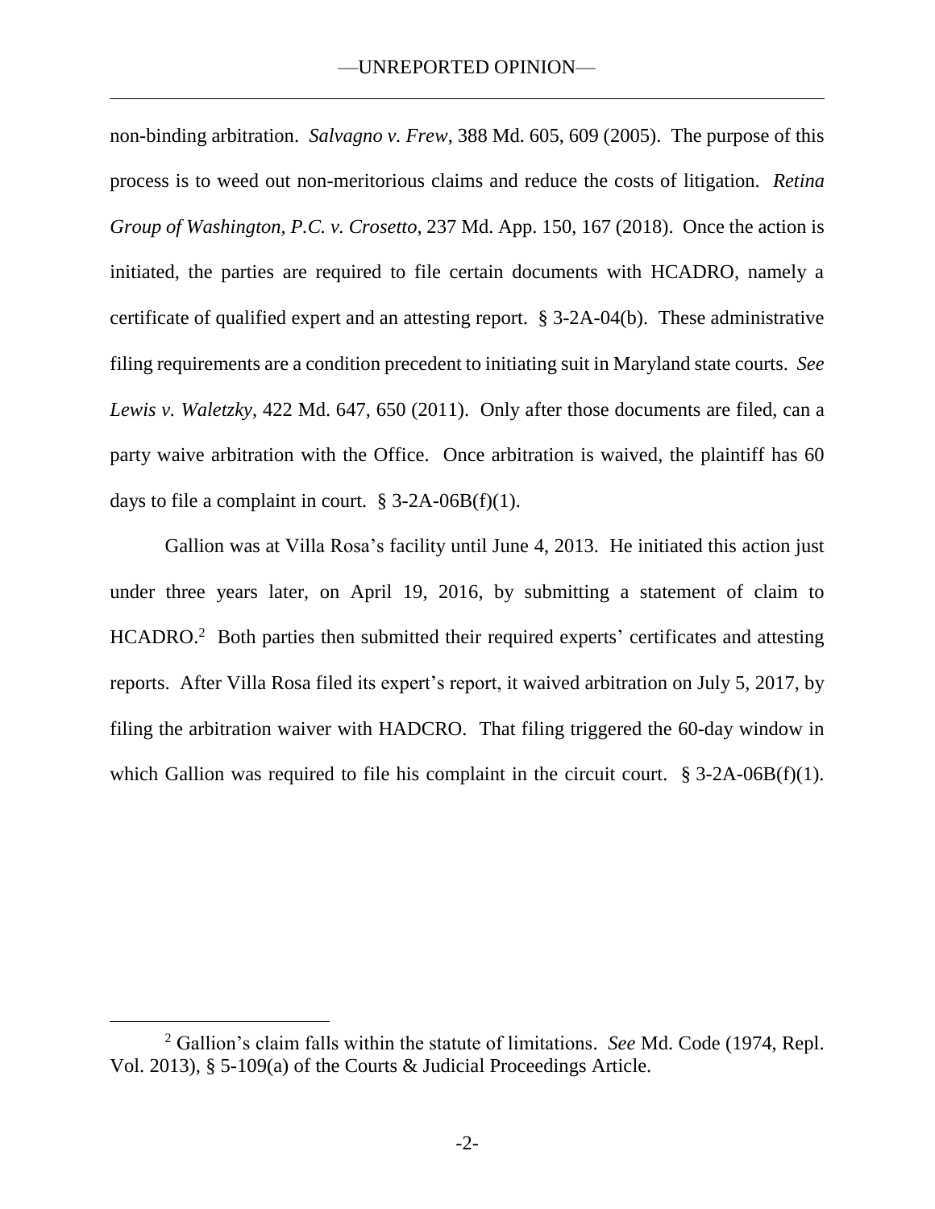non-binding arbitration. *Salvagno v. Frew*, 388 Md. 605, 609 (2005). The purpose of this process is to weed out non-meritorious claims and reduce the costs of litigation. *Retina Group of Washington, P.C. v. Crosetto*, 237 Md. App. 150, 167 (2018). Once the action is initiated, the parties are required to file certain documents with HCADRO, namely a certificate of qualified expert and an attesting report. § 3-2A-04(b). These administrative filing requirements are a condition precedent to initiating suit in Maryland state courts. *See Lewis v. Waletzky*, 422 Md. 647, 650 (2011). Only after those documents are filed, can a party waive arbitration with the Office. Once arbitration is waived, the plaintiff has 60 days to file a complaint in court. § 3-2A-06B(f)(1).

Gallion was at Villa Rosa's facility until June 4, 2013. He initiated this action just under three years later, on April 19, 2016, by submitting a statement of claim to HCADRO.[2] Both parties then submitted their required experts' certificates and attesting reports. After Villa Rosa filed its expert's report, it waived arbitration on July 5, 2017, by filing the arbitration waiver with HADCRO. That filing triggered the 60-day window in which Gallion was required to file his complaint in the circuit court. § 3-2A-06B(f)(1).

[2] Gallion's claim falls within the statute of limitations. *See* Md. Code (1974, Repl. Vol. 2013), § 5-109(a) of the Courts & Judicial Proceedings Article.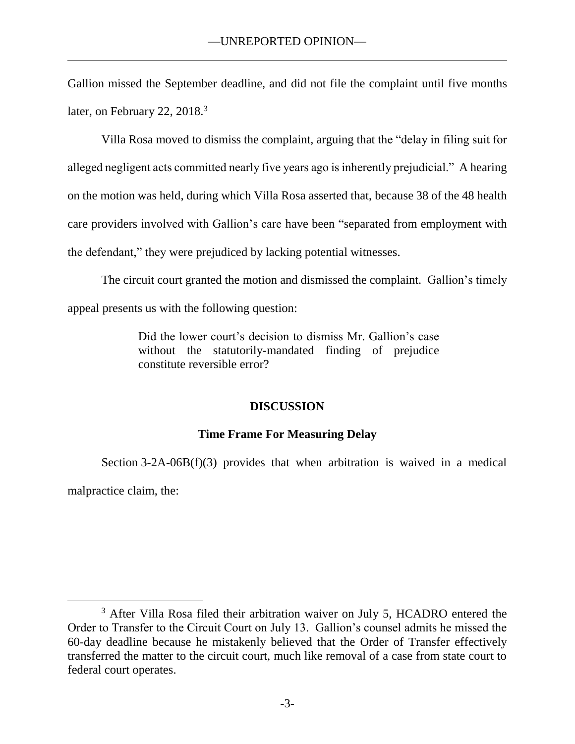Gallion missed the September deadline, and did not file the complaint until five months later, on February 22, 2018.[3]

Villa Rosa moved to dismiss the complaint, arguing that the "delay in filing suit for alleged negligent acts committed nearly five years ago is inherently prejudicial." A hearing on the motion was held, during which Villa Rosa asserted that, because 38 of the 48 health care providers involved with Gallion's care have been "separated from employment with the defendant," they were prejudiced by lacking potential witnesses.

The circuit court granted the motion and dismissed the complaint. Gallion's timely appeal presents us with the following question:

> Did the lower court's decision to dismiss Mr. Gallion's case without the statutorily-mandated finding of prejudice constitute reversible error?

## DISCUSSION

### Time Frame For Measuring Delay

Section 3-2A-06B(f)(3) provides that when arbitration is waived in a medical malpractice claim, the:

---

[3] After Villa Rosa filed their arbitration waiver on July 5, HCADRO entered the Order to Transfer to the Circuit Court on July 13. Gallion's counsel admits he missed the 60-day deadline because he mistakenly believed that the Order of Transfer effectively transferred the matter to the circuit court, much like removal of a case from state court to federal court operates.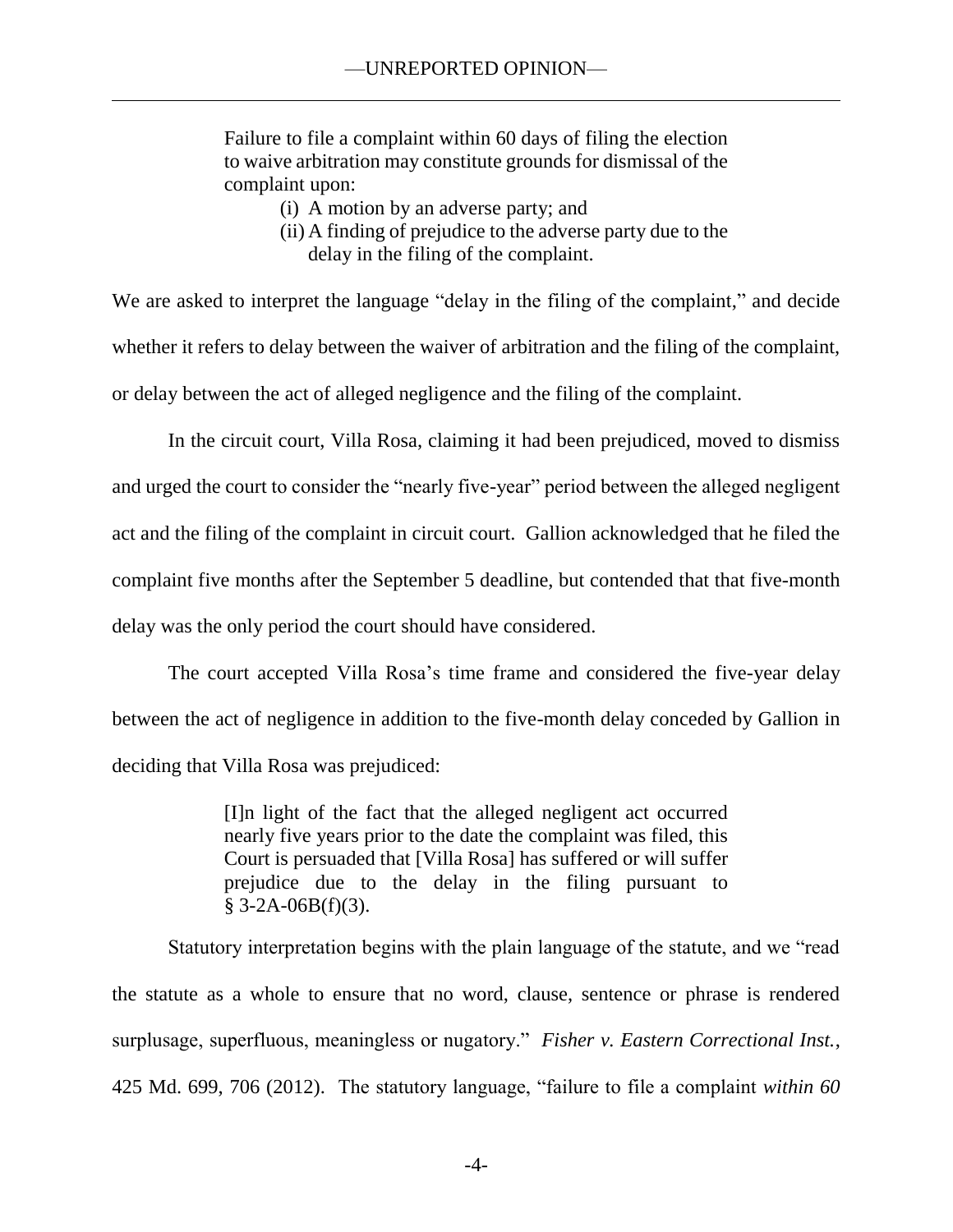> Failure to file a complaint within 60 days of filing the election to waive arbitration may constitute grounds for dismissal of the complaint upon:
>
> (i) A motion by an adverse party; and
>
> (ii) A finding of prejudice to the adverse party due to the delay in the filing of the complaint.

We are asked to interpret the language "delay in the filing of the complaint," and decide whether it refers to delay between the waiver of arbitration and the filing of the complaint, or delay between the act of alleged negligence and the filing of the complaint.

In the circuit court, Villa Rosa, claiming it had been prejudiced, moved to dismiss and urged the court to consider the "nearly five-year" period between the alleged negligent act and the filing of the complaint in circuit court. Gallion acknowledged that he filed the complaint five months after the September 5 deadline, but contended that that five-month delay was the only period the court should have considered.

The court accepted Villa Rosa's time frame and considered the five-year delay between the act of negligence in addition to the five-month delay conceded by Gallion in deciding that Villa Rosa was prejudiced:

> [I]n light of the fact that the alleged negligent act occurred nearly five years prior to the date the complaint was filed, this Court is persuaded that [Villa Rosa] has suffered or will suffer prejudice due to the delay in the filing pursuant to § 3-2A-06B(f)(3).

Statutory interpretation begins with the plain language of the statute, and we "read the statute as a whole to ensure that no word, clause, sentence or phrase is rendered surplusage, superfluous, meaningless or nugatory." *Fisher v. Eastern Correctional Inst.*, 425 Md. 699, 706 (2012). The statutory language, "failure to file a complaint *within 60*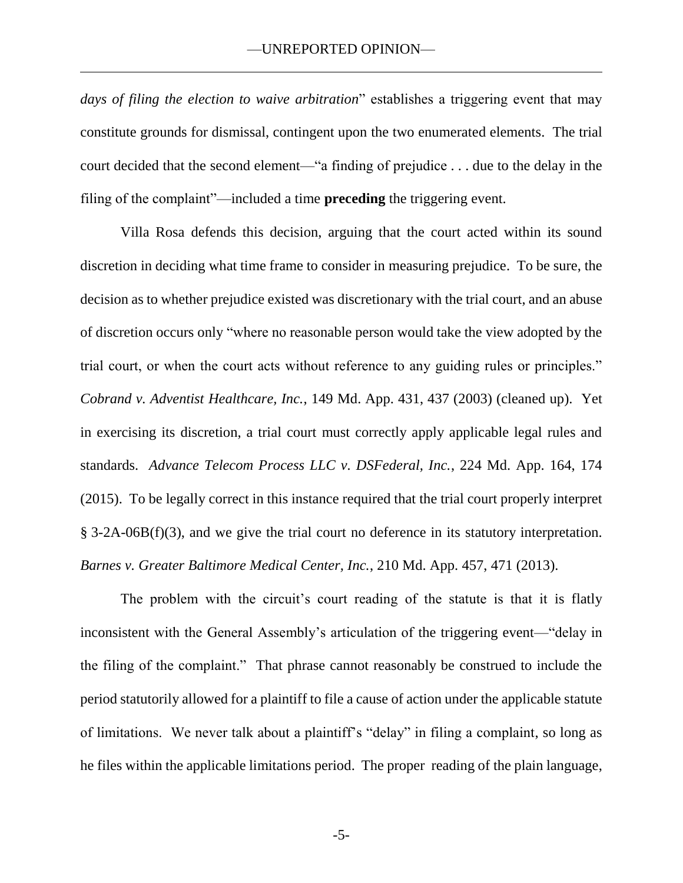*days of filing the election to waive arbitration*" establishes a triggering event that may constitute grounds for dismissal, contingent upon the two enumerated elements. The trial court decided that the second element—"a finding of prejudice . . . due to the delay in the filing of the complaint"—included a time **preceding** the triggering event.

Villa Rosa defends this decision, arguing that the court acted within its sound discretion in deciding what time frame to consider in measuring prejudice. To be sure, the decision as to whether prejudice existed was discretionary with the trial court, and an abuse of discretion occurs only "where no reasonable person would take the view adopted by the trial court, or when the court acts without reference to any guiding rules or principles." *Cobrand v. Adventist Healthcare, Inc.*, 149 Md. App. 431, 437 (2003) (cleaned up). Yet in exercising its discretion, a trial court must correctly apply applicable legal rules and standards. *Advance Telecom Process LLC v. DSFederal, Inc.*, 224 Md. App. 164, 174 (2015). To be legally correct in this instance required that the trial court properly interpret § 3-2A-06B(f)(3), and we give the trial court no deference in its statutory interpretation. *Barnes v. Greater Baltimore Medical Center, Inc.*, 210 Md. App. 457, 471 (2013).

The problem with the circuit's court reading of the statute is that it is flatly inconsistent with the General Assembly's articulation of the triggering event—"delay in the filing of the complaint." That phrase cannot reasonably be construed to include the period statutorily allowed for a plaintiff to file a cause of action under the applicable statute of limitations. We never talk about a plaintiff's "delay" in filing a complaint, so long as he files within the applicable limitations period. The proper reading of the plain language,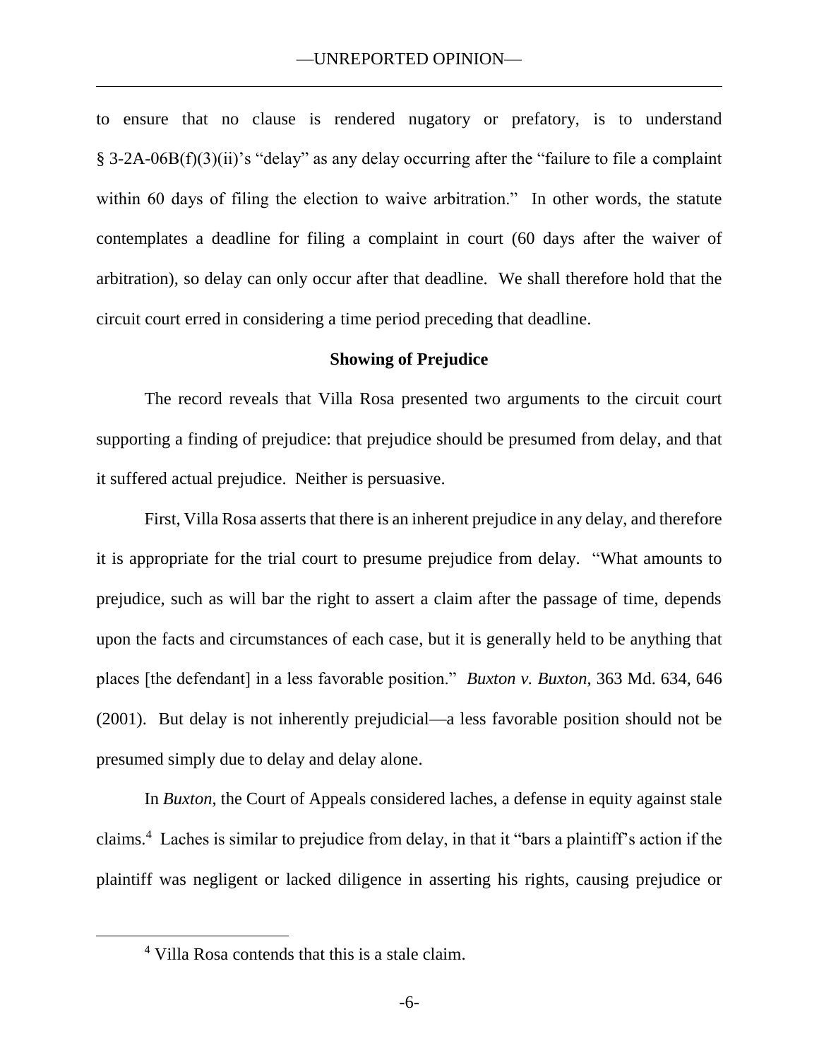to ensure that no clause is rendered nugatory or prefatory, is to understand § 3-2A-06B(f)(3)(ii)'s "delay" as any delay occurring after the "failure to file a complaint within 60 days of filing the election to waive arbitration." In other words, the statute contemplates a deadline for filing a complaint in court (60 days after the waiver of arbitration), so delay can only occur after that deadline. We shall therefore hold that the circuit court erred in considering a time period preceding that deadline.

**Showing of Prejudice**

The record reveals that Villa Rosa presented two arguments to the circuit court supporting a finding of prejudice: that prejudice should be presumed from delay, and that it suffered actual prejudice. Neither is persuasive.

First, Villa Rosa asserts that there is an inherent prejudice in any delay, and therefore it is appropriate for the trial court to presume prejudice from delay. "What amounts to prejudice, such as will bar the right to assert a claim after the passage of time, depends upon the facts and circumstances of each case, but it is generally held to be anything that places [the defendant] in a less favorable position." *Buxton v. Buxton*, 363 Md. 634, 646 (2001). But delay is not inherently prejudicial—a less favorable position should not be presumed simply due to delay and delay alone.

In *Buxton*, the Court of Appeals considered laches, a defense in equity against stale claims.[4] Laches is similar to prejudice from delay, in that it "bars a plaintiff's action if the plaintiff was negligent or lacked diligence in asserting his rights, causing prejudice or

[4] Villa Rosa contends that this is a stale claim.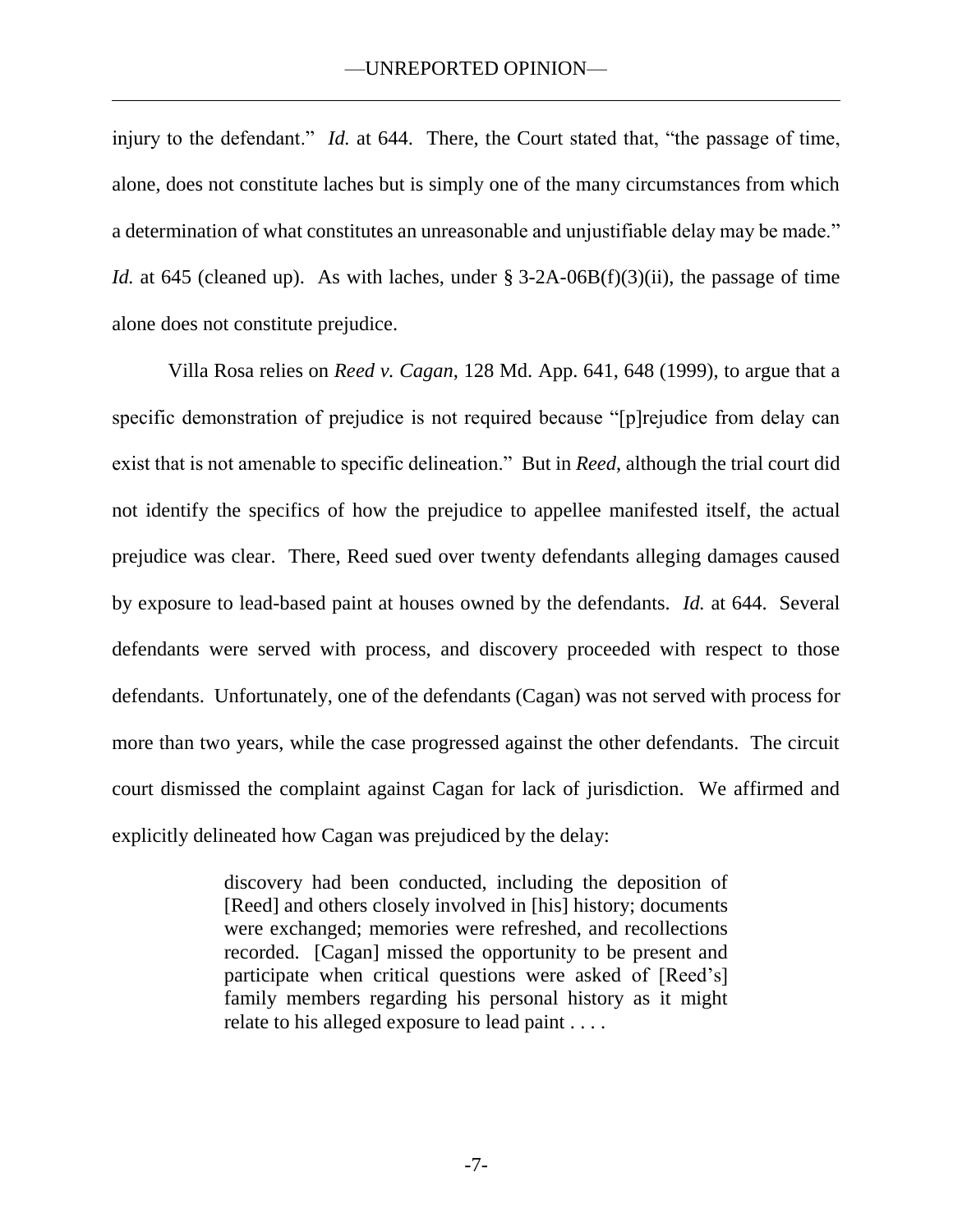injury to the defendant." *Id.* at 644. There, the Court stated that, "the passage of time, alone, does not constitute laches but is simply one of the many circumstances from which a determination of what constitutes an unreasonable and unjustifiable delay may be made." *Id.* at 645 (cleaned up). As with laches, under § 3-2A-06B(f)(3)(ii), the passage of time alone does not constitute prejudice.

Villa Rosa relies on *Reed v. Cagan*, 128 Md. App. 641, 648 (1999), to argue that a specific demonstration of prejudice is not required because "[p]rejudice from delay can exist that is not amenable to specific delineation." But in *Reed*, although the trial court did not identify the specifics of how the prejudice to appellee manifested itself, the actual prejudice was clear. There, Reed sued over twenty defendants alleging damages caused by exposure to lead-based paint at houses owned by the defendants. *Id.* at 644. Several defendants were served with process, and discovery proceeded with respect to those defendants. Unfortunately, one of the defendants (Cagan) was not served with process for more than two years, while the case progressed against the other defendants. The circuit court dismissed the complaint against Cagan for lack of jurisdiction. We affirmed and explicitly delineated how Cagan was prejudiced by the delay:

> discovery had been conducted, including the deposition of [Reed] and others closely involved in [his] history; documents were exchanged; memories were refreshed, and recollections recorded. [Cagan] missed the opportunity to be present and participate when critical questions were asked of [Reed's] family members regarding his personal history as it might relate to his alleged exposure to lead paint . . . .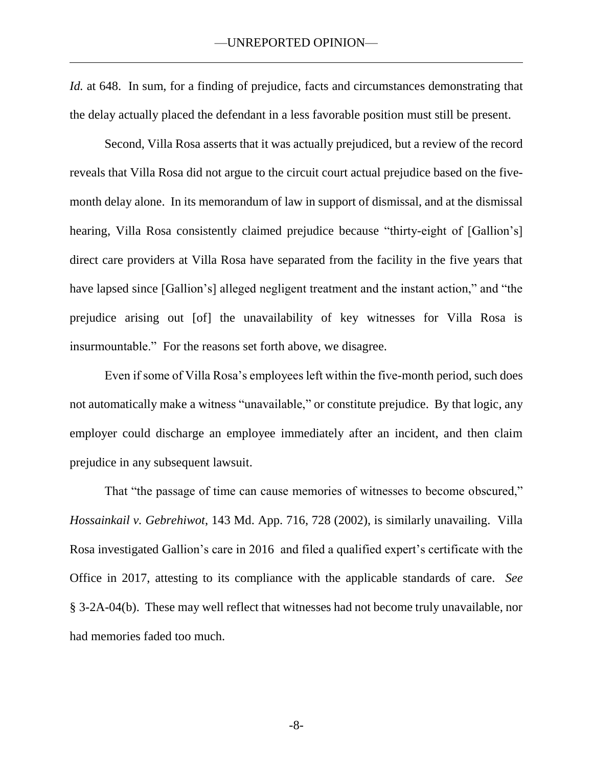*Id.* at 648. In sum, for a finding of prejudice, facts and circumstances demonstrating that the delay actually placed the defendant in a less favorable position must still be present.

Second, Villa Rosa asserts that it was actually prejudiced, but a review of the record reveals that Villa Rosa did not argue to the circuit court actual prejudice based on the five-month delay alone. In its memorandum of law in support of dismissal, and at the dismissal hearing, Villa Rosa consistently claimed prejudice because "thirty-eight of [Gallion's] direct care providers at Villa Rosa have separated from the facility in the five years that have lapsed since [Gallion's] alleged negligent treatment and the instant action," and "the prejudice arising out [of] the unavailability of key witnesses for Villa Rosa is insurmountable." For the reasons set forth above, we disagree.

Even if some of Villa Rosa's employees left within the five-month period, such does not automatically make a witness "unavailable," or constitute prejudice. By that logic, any employer could discharge an employee immediately after an incident, and then claim prejudice in any subsequent lawsuit.

That "the passage of time can cause memories of witnesses to become obscured," *Hossainkail v. Gebrehiwot*, 143 Md. App. 716, 728 (2002), is similarly unavailing. Villa Rosa investigated Gallion's care in 2016 and filed a qualified expert's certificate with the Office in 2017, attesting to its compliance with the applicable standards of care. *See* § 3-2A-04(b). These may well reflect that witnesses had not become truly unavailable, nor had memories faded too much.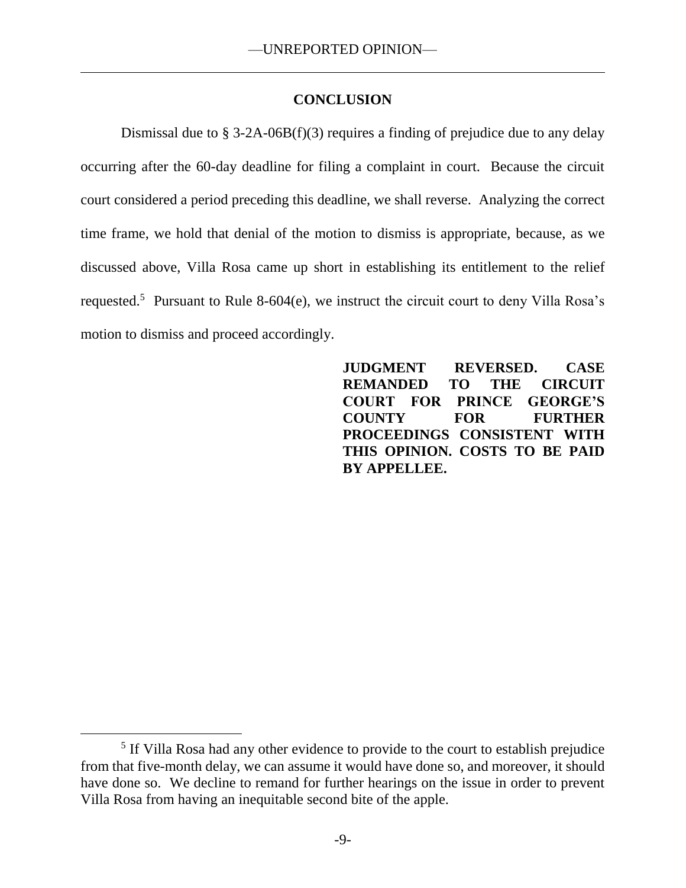## CONCLUSION

Dismissal due to § 3-2A-06B(f)(3) requires a finding of prejudice due to any delay occurring after the 60-day deadline for filing a complaint in court. Because the circuit court considered a period preceding this deadline, we shall reverse. Analyzing the correct time frame, we hold that denial of the motion to dismiss is appropriate, because, as we discussed above, Villa Rosa came up short in establishing its entitlement to the relief requested.[5] Pursuant to Rule 8-604(e), we instruct the circuit court to deny Villa Rosa's motion to dismiss and proceed accordingly.

**JUDGMENT REVERSED. CASE REMANDED TO THE CIRCUIT COURT FOR PRINCE GEORGE'S COUNTY FOR FURTHER PROCEEDINGS CONSISTENT WITH THIS OPINION. COSTS TO BE PAID BY APPELLEE.**

---

[5] If Villa Rosa had any other evidence to provide to the court to establish prejudice from that five-month delay, we can assume it would have done so, and moreover, it should have done so. We decline to remand for further hearings on the issue in order to prevent Villa Rosa from having an inequitable second bite of the apple.